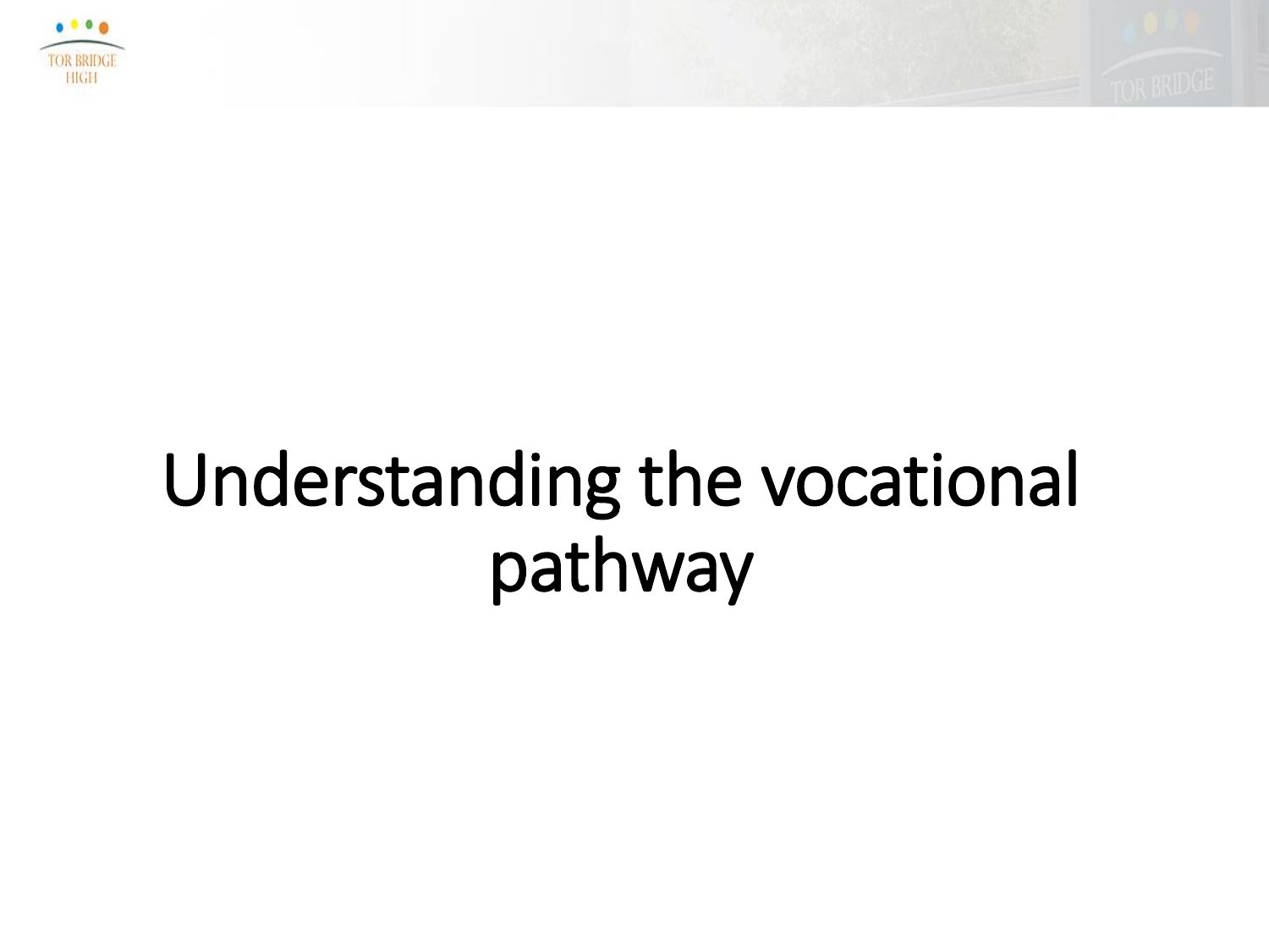# Understanding the vocational pathway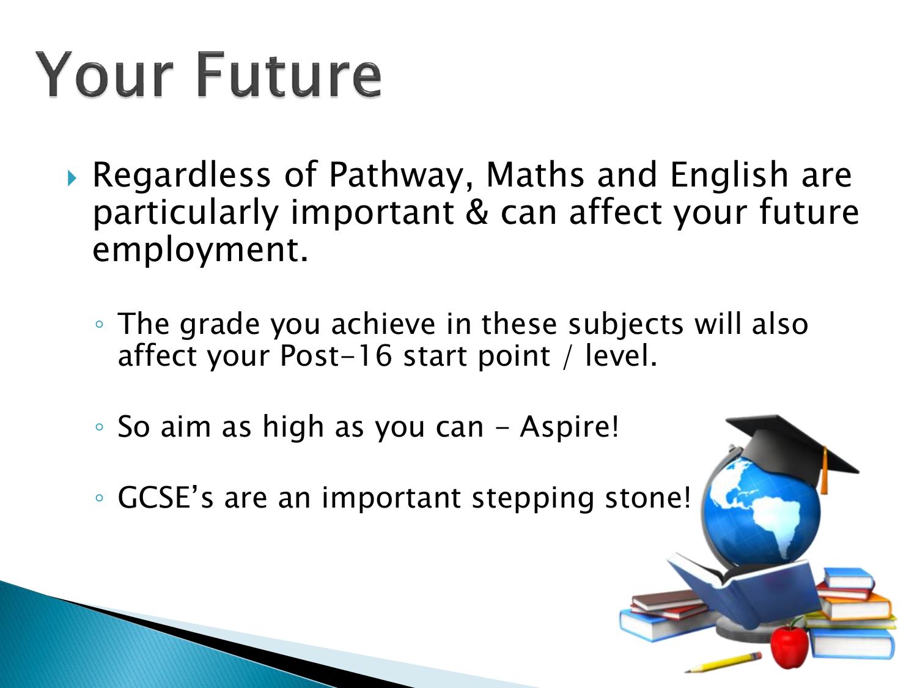# Your Future

- Regardless of Pathway, Maths and English are particularly important & can affect your future employment.
  - The grade you achieve in these subjects will also affect your Post-16 start point / level.
  - So aim as high as you can – Aspire!
  - GCSE's are an important stepping stone!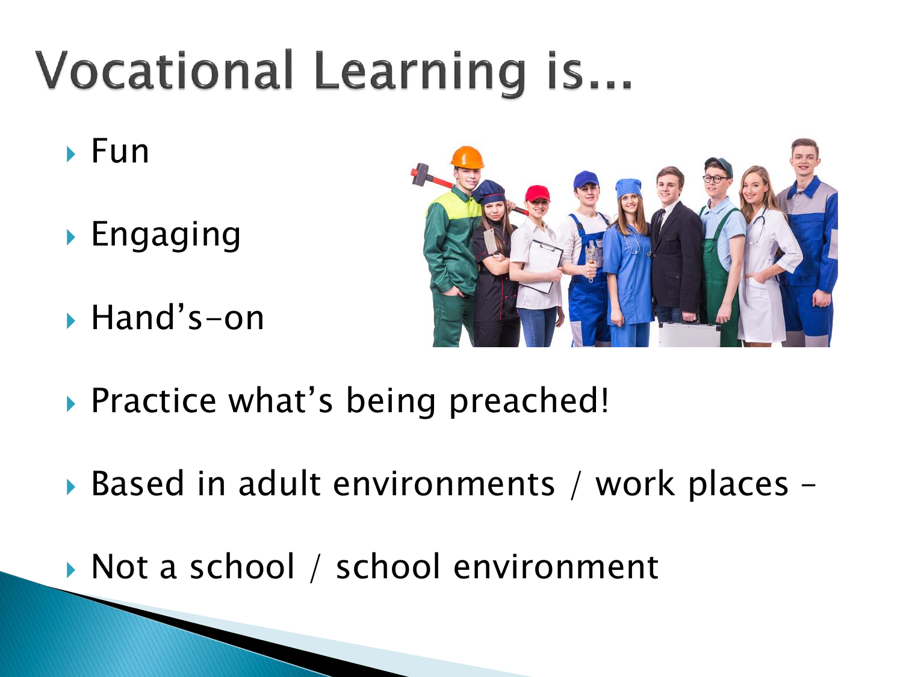# Vocational Learning is...

- Fun
- Engaging
- Hand's-on
- Practice what's being preached!
- Based in adult environments / work places –
- Not a school / school environment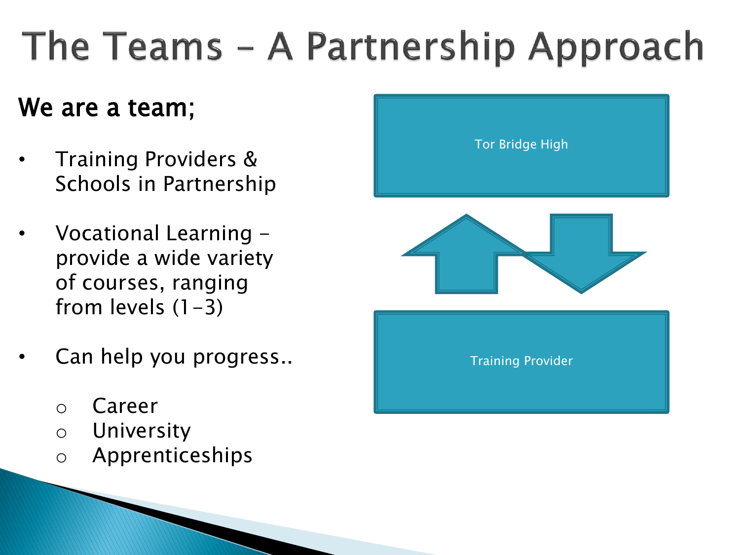# The Teams – A Partnership Approach

**We are a team;**

- Training Providers & Schools in Partnership
- Vocational Learning – provide a wide variety of courses, ranging from levels (1-3)
- Can help you progress..
  - Career
  - University
  - Apprenticeships

Tor Bridge High

Training Provider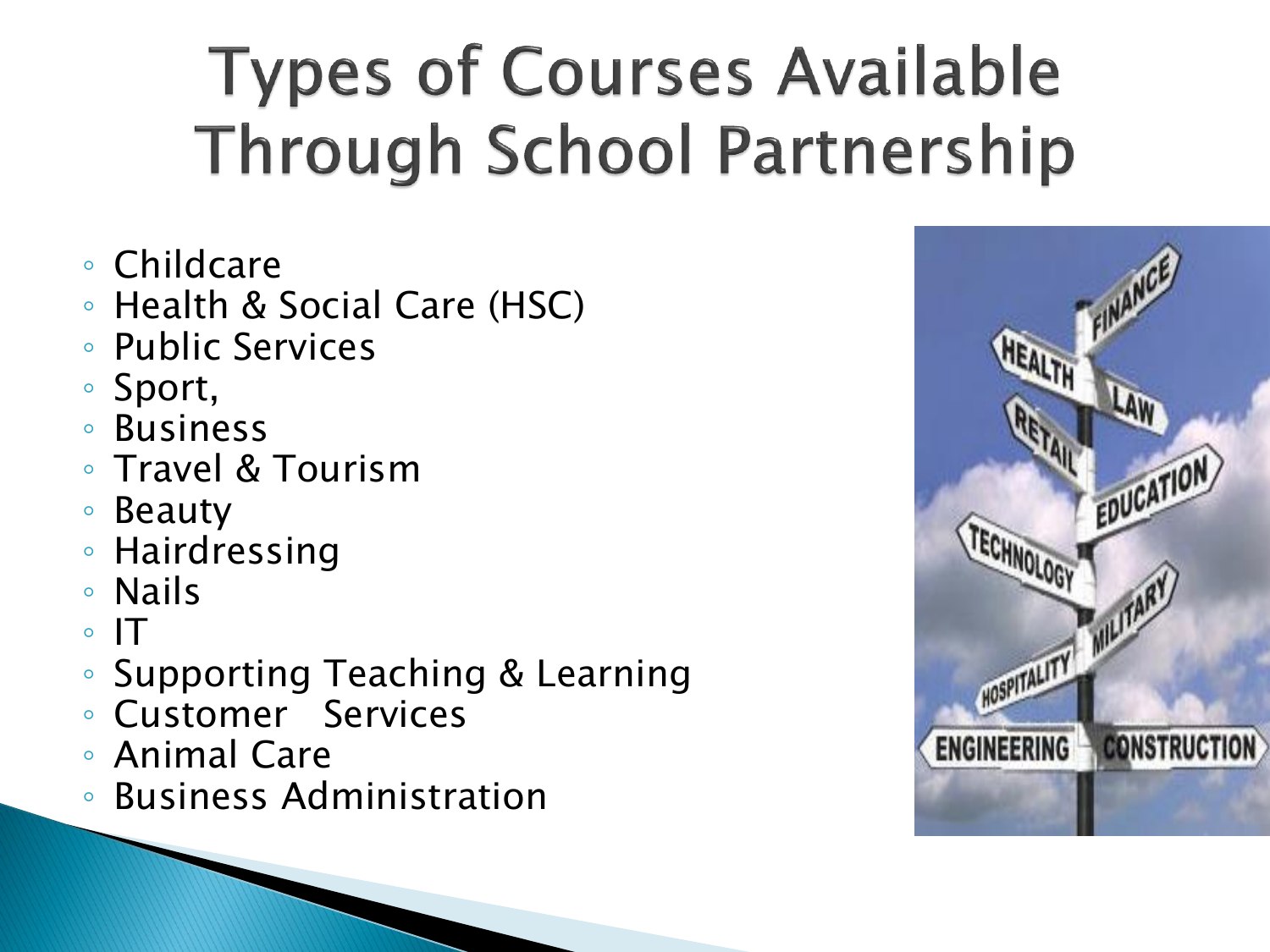# Types of Courses Available Through School Partnership

- Childcare
- Health & Social Care (HSC)
- Public Services
- Sport,
- Business
- Travel & Tourism
- Beauty
- Hairdressing
- Nails
- IT
- Supporting Teaching & Learning
- Customer Services
- Animal Care
- Business Administration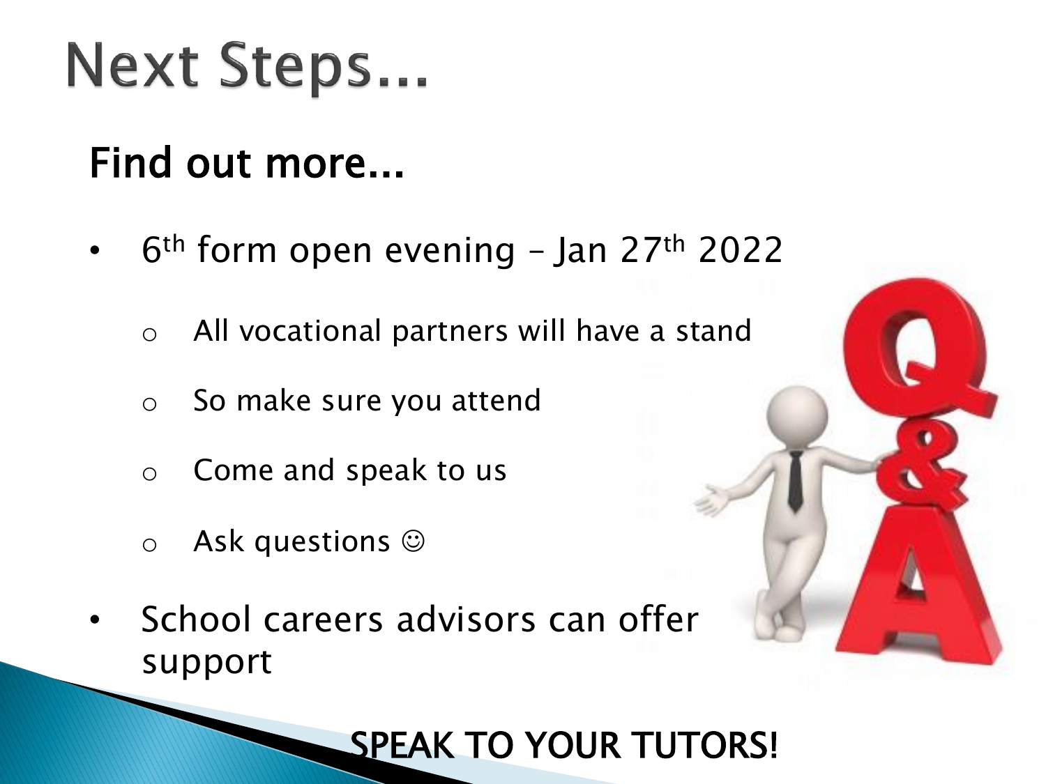# Next Steps...

## Find out more...

- 6th form open evening – Jan 27th 2022
  - All vocational partners will have a stand
  - So make sure you attend
  - Come and speak to us
  - Ask questions ☺
- School careers advisors can offer support

**SPEAK TO YOUR TUTORS!**